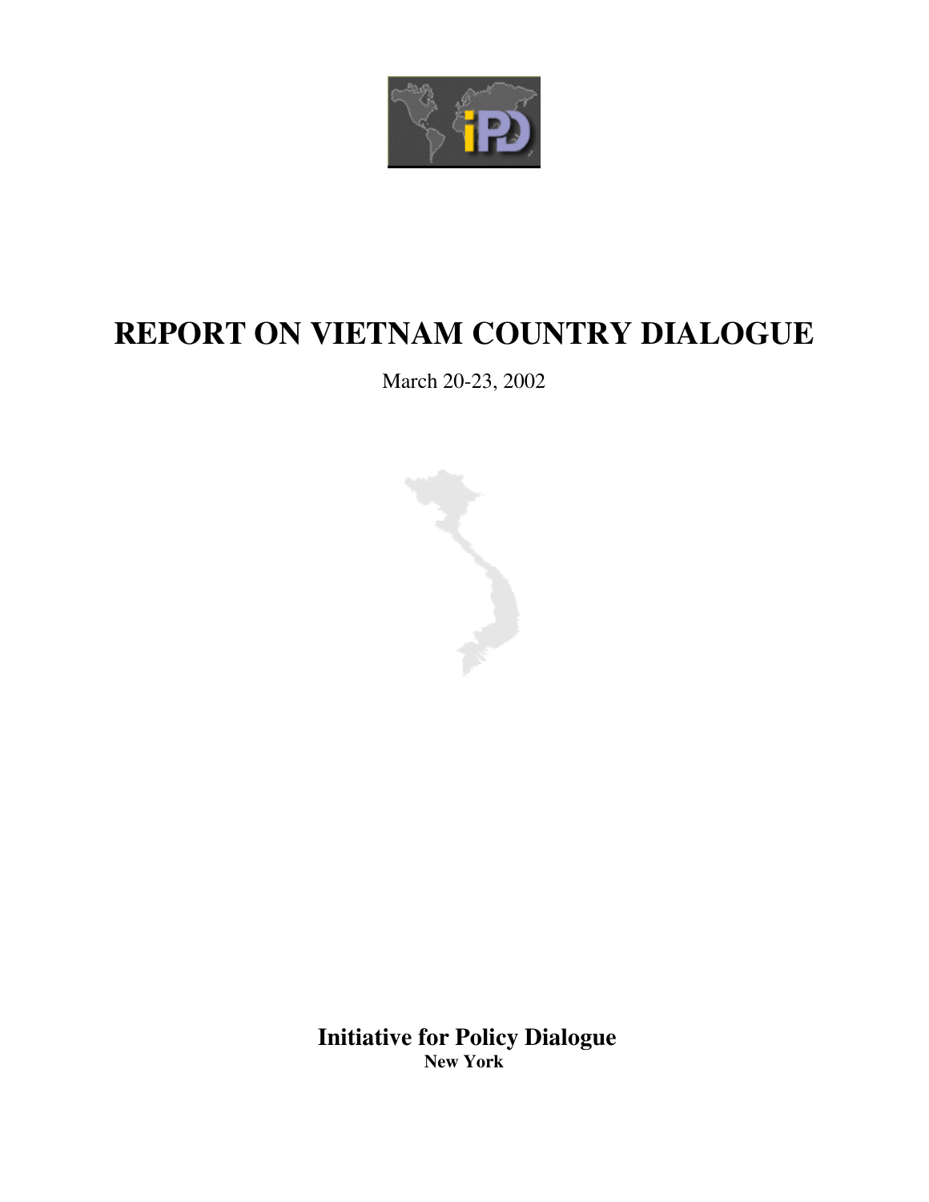# REPORT ON VIETNAM COUNTRY DIALOGUE

March 20-23, 2002

**Initiative for Policy Dialogue**
**New York**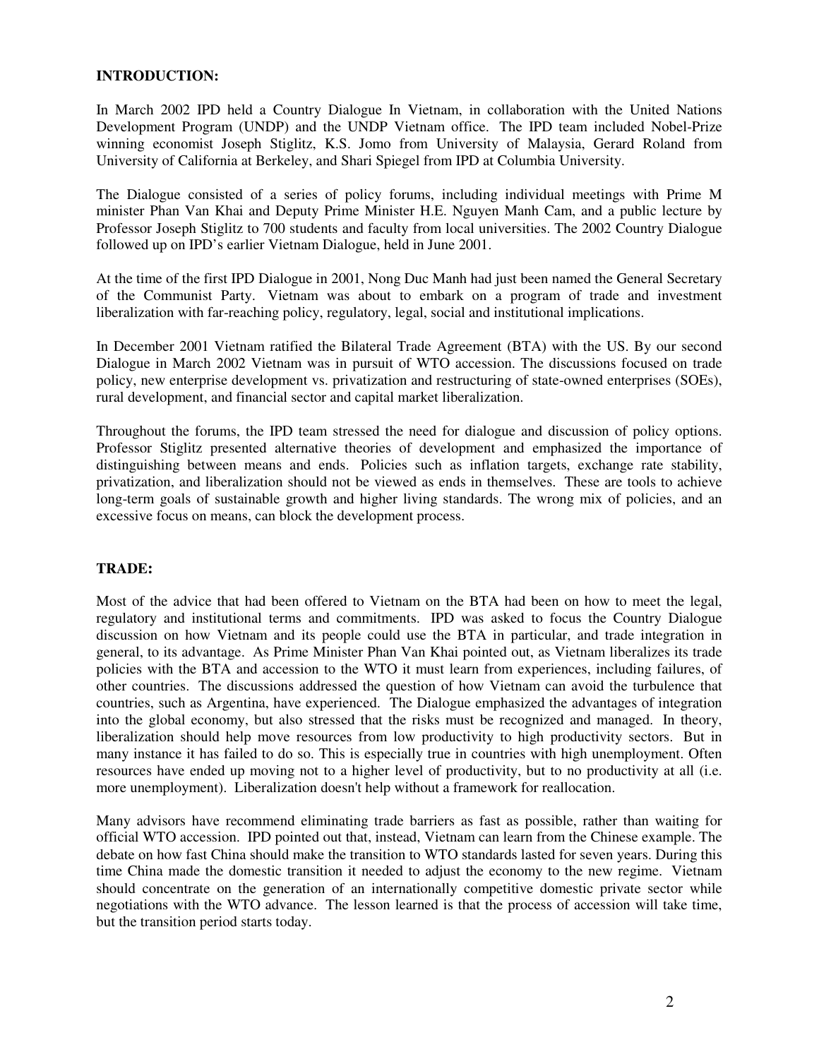**INTRODUCTION:**

In March 2002 IPD held a Country Dialogue In Vietnam, in collaboration with the United Nations Development Program (UNDP) and the UNDP Vietnam office. The IPD team included Nobel-Prize winning economist Joseph Stiglitz, K.S. Jomo from University of Malaysia, Gerard Roland from University of California at Berkeley, and Shari Spiegel from IPD at Columbia University.

The Dialogue consisted of a series of policy forums, including individual meetings with Prime M minister Phan Van Khai and Deputy Prime Minister H.E. Nguyen Manh Cam, and a public lecture by Professor Joseph Stiglitz to 700 students and faculty from local universities. The 2002 Country Dialogue followed up on IPD's earlier Vietnam Dialogue, held in June 2001.

At the time of the first IPD Dialogue in 2001, Nong Duc Manh had just been named the General Secretary of the Communist Party. Vietnam was about to embark on a program of trade and investment liberalization with far-reaching policy, regulatory, legal, social and institutional implications.

In December 2001 Vietnam ratified the Bilateral Trade Agreement (BTA) with the US. By our second Dialogue in March 2002 Vietnam was in pursuit of WTO accession. The discussions focused on trade policy, new enterprise development vs. privatization and restructuring of state-owned enterprises (SOEs), rural development, and financial sector and capital market liberalization.

Throughout the forums, the IPD team stressed the need for dialogue and discussion of policy options. Professor Stiglitz presented alternative theories of development and emphasized the importance of distinguishing between means and ends. Policies such as inflation targets, exchange rate stability, privatization, and liberalization should not be viewed as ends in themselves. These are tools to achieve long-term goals of sustainable growth and higher living standards. The wrong mix of policies, and an excessive focus on means, can block the development process.

**TRADE:**

Most of the advice that had been offered to Vietnam on the BTA had been on how to meet the legal, regulatory and institutional terms and commitments. IPD was asked to focus the Country Dialogue discussion on how Vietnam and its people could use the BTA in particular, and trade integration in general, to its advantage. As Prime Minister Phan Van Khai pointed out, as Vietnam liberalizes its trade policies with the BTA and accession to the WTO it must learn from experiences, including failures, of other countries. The discussions addressed the question of how Vietnam can avoid the turbulence that countries, such as Argentina, have experienced. The Dialogue emphasized the advantages of integration into the global economy, but also stressed that the risks must be recognized and managed. In theory, liberalization should help move resources from low productivity to high productivity sectors. But in many instance it has failed to do so. This is especially true in countries with high unemployment. Often resources have ended up moving not to a higher level of productivity, but to no productivity at all (i.e. more unemployment). Liberalization doesn't help without a framework for reallocation.

Many advisors have recommend eliminating trade barriers as fast as possible, rather than waiting for official WTO accession. IPD pointed out that, instead, Vietnam can learn from the Chinese example. The debate on how fast China should make the transition to WTO standards lasted for seven years. During this time China made the domestic transition it needed to adjust the economy to the new regime. Vietnam should concentrate on the generation of an internationally competitive domestic private sector while negotiations with the WTO advance. The lesson learned is that the process of accession will take time, but the transition period starts today.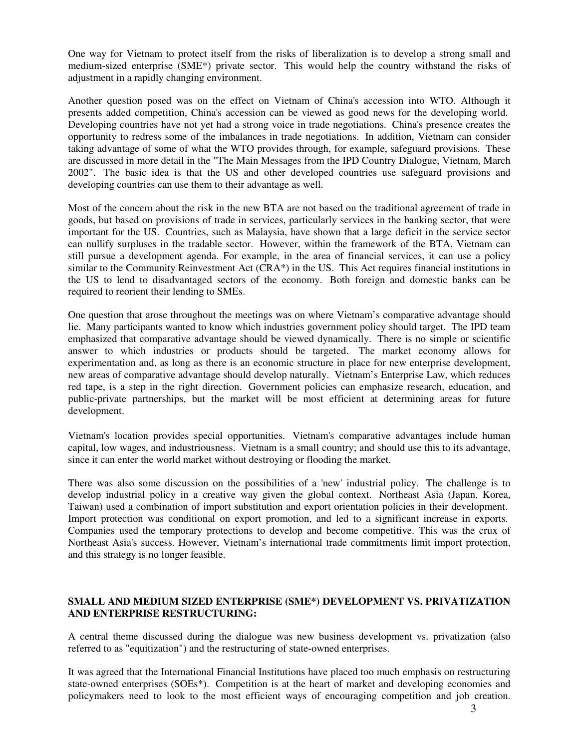One way for Vietnam to protect itself from the risks of liberalization is to develop a strong small and medium-sized enterprise (SME*) private sector. This would help the country withstand the risks of adjustment in a rapidly changing environment.

Another question posed was on the effect on Vietnam of China's accession into WTO. Although it presents added competition, China's accession can be viewed as good news for the developing world. Developing countries have not yet had a strong voice in trade negotiations. China's presence creates the opportunity to redress some of the imbalances in trade negotiations. In addition, Vietnam can consider taking advantage of some of what the WTO provides through, for example, safeguard provisions. These are discussed in more detail in the "The Main Messages from the IPD Country Dialogue, Vietnam, March 2002". The basic idea is that the US and other developed countries use safeguard provisions and developing countries can use them to their advantage as well.

Most of the concern about the risk in the new BTA are not based on the traditional agreement of trade in goods, but based on provisions of trade in services, particularly services in the banking sector, that were important for the US. Countries, such as Malaysia, have shown that a large deficit in the service sector can nullify surpluses in the tradable sector. However, within the framework of the BTA, Vietnam can still pursue a development agenda. For example, in the area of financial services, it can use a policy similar to the Community Reinvestment Act (CRA*) in the US. This Act requires financial institutions in the US to lend to disadvantaged sectors of the economy. Both foreign and domestic banks can be required to reorient their lending to SMEs.

One question that arose throughout the meetings was on where Vietnam's comparative advantage should lie. Many participants wanted to know which industries government policy should target. The IPD team emphasized that comparative advantage should be viewed dynamically. There is no simple or scientific answer to which industries or products should be targeted. The market economy allows for experimentation and, as long as there is an economic structure in place for new enterprise development, new areas of comparative advantage should develop naturally. Vietnam's Enterprise Law, which reduces red tape, is a step in the right direction. Government policies can emphasize research, education, and public-private partnerships, but the market will be most efficient at determining areas for future development.

Vietnam's location provides special opportunities. Vietnam's comparative advantages include human capital, low wages, and industriousness. Vietnam is a small country; and should use this to its advantage, since it can enter the world market without destroying or flooding the market.

There was also some discussion on the possibilities of a 'new' industrial policy. The challenge is to develop industrial policy in a creative way given the global context. Northeast Asia (Japan, Korea, Taiwan) used a combination of import substitution and export orientation policies in their development. Import protection was conditional on export promotion, and led to a significant increase in exports. Companies used the temporary protections to develop and become competitive. This was the crux of Northeast Asia's success. However, Vietnam's international trade commitments limit import protection, and this strategy is no longer feasible.

**SMALL AND MEDIUM SIZED ENTERPRISE (SME*) DEVELOPMENT VS. PRIVATIZATION AND ENTERPRISE RESTRUCTURING:**

A central theme discussed during the dialogue was new business development vs. privatization (also referred to as "equitization") and the restructuring of state-owned enterprises.

It was agreed that the International Financial Institutions have placed too much emphasis on restructuring state-owned enterprises (SOEs*). Competition is at the heart of market and developing economies and policymakers need to look to the most efficient ways of encouraging competition and job creation.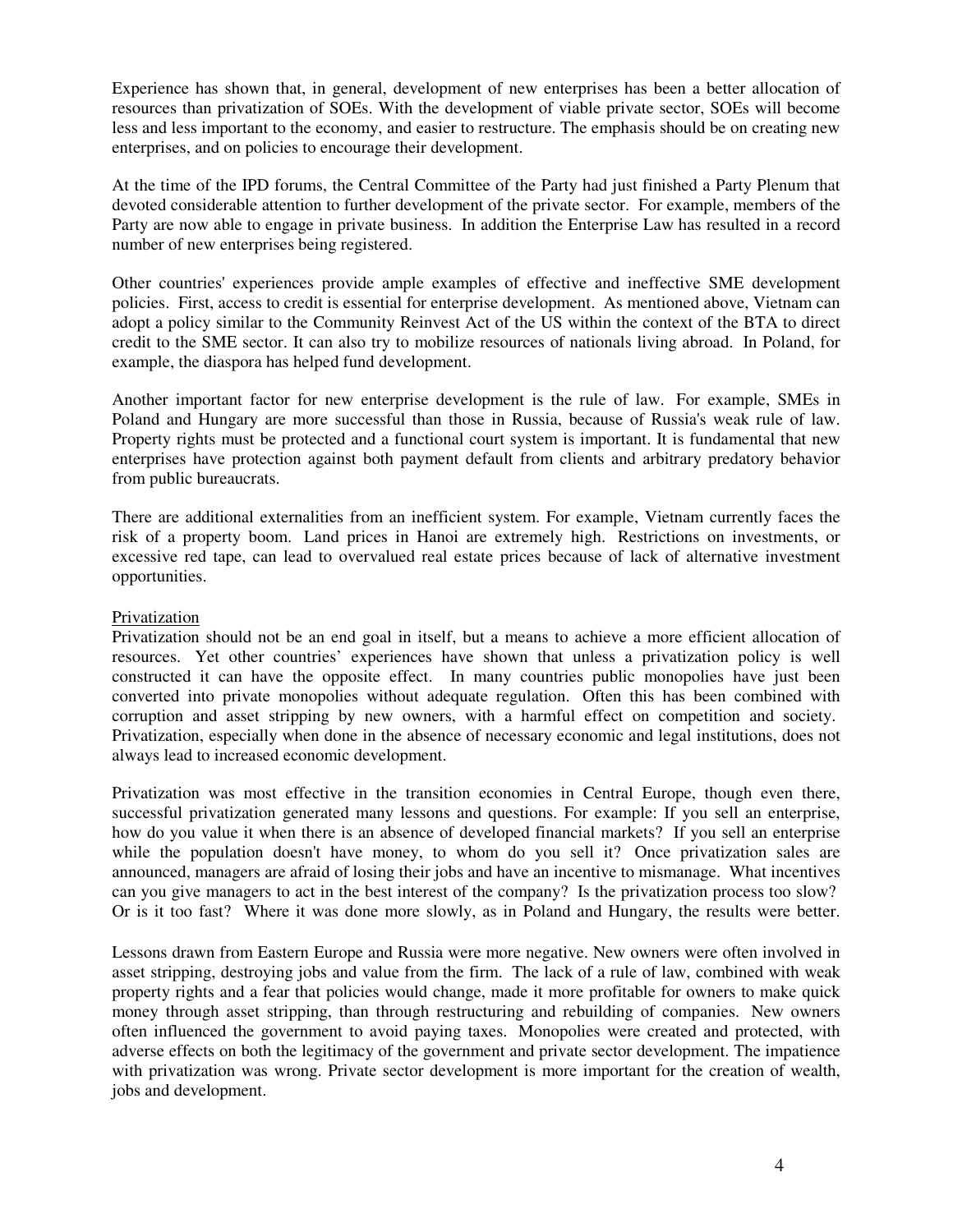Experience has shown that, in general, development of new enterprises has been a better allocation of resources than privatization of SOEs. With the development of viable private sector, SOEs will become less and less important to the economy, and easier to restructure. The emphasis should be on creating new enterprises, and on policies to encourage their development.

At the time of the IPD forums, the Central Committee of the Party had just finished a Party Plenum that devoted considerable attention to further development of the private sector. For example, members of the Party are now able to engage in private business. In addition the Enterprise Law has resulted in a record number of new enterprises being registered.

Other countries' experiences provide ample examples of effective and ineffective SME development policies. First, access to credit is essential for enterprise development. As mentioned above, Vietnam can adopt a policy similar to the Community Reinvest Act of the US within the context of the BTA to direct credit to the SME sector. It can also try to mobilize resources of nationals living abroad. In Poland, for example, the diaspora has helped fund development.

Another important factor for new enterprise development is the rule of law. For example, SMEs in Poland and Hungary are more successful than those in Russia, because of Russia's weak rule of law. Property rights must be protected and a functional court system is important. It is fundamental that new enterprises have protection against both payment default from clients and arbitrary predatory behavior from public bureaucrats.

There are additional externalities from an inefficient system. For example, Vietnam currently faces the risk of a property boom. Land prices in Hanoi are extremely high. Restrictions on investments, or excessive red tape, can lead to overvalued real estate prices because of lack of alternative investment opportunities.

## Privatization

Privatization should not be an end goal in itself, but a means to achieve a more efficient allocation of resources. Yet other countries' experiences have shown that unless a privatization policy is well constructed it can have the opposite effect. In many countries public monopolies have just been converted into private monopolies without adequate regulation. Often this has been combined with corruption and asset stripping by new owners, with a harmful effect on competition and society. Privatization, especially when done in the absence of necessary economic and legal institutions, does not always lead to increased economic development.

Privatization was most effective in the transition economies in Central Europe, though even there, successful privatization generated many lessons and questions. For example: If you sell an enterprise, how do you value it when there is an absence of developed financial markets? If you sell an enterprise while the population doesn't have money, to whom do you sell it? Once privatization sales are announced, managers are afraid of losing their jobs and have an incentive to mismanage. What incentives can you give managers to act in the best interest of the company? Is the privatization process too slow? Or is it too fast? Where it was done more slowly, as in Poland and Hungary, the results were better.

Lessons drawn from Eastern Europe and Russia were more negative. New owners were often involved in asset stripping, destroying jobs and value from the firm. The lack of a rule of law, combined with weak property rights and a fear that policies would change, made it more profitable for owners to make quick money through asset stripping, than through restructuring and rebuilding of companies. New owners often influenced the government to avoid paying taxes. Monopolies were created and protected, with adverse effects on both the legitimacy of the government and private sector development. The impatience with privatization was wrong. Private sector development is more important for the creation of wealth, jobs and development.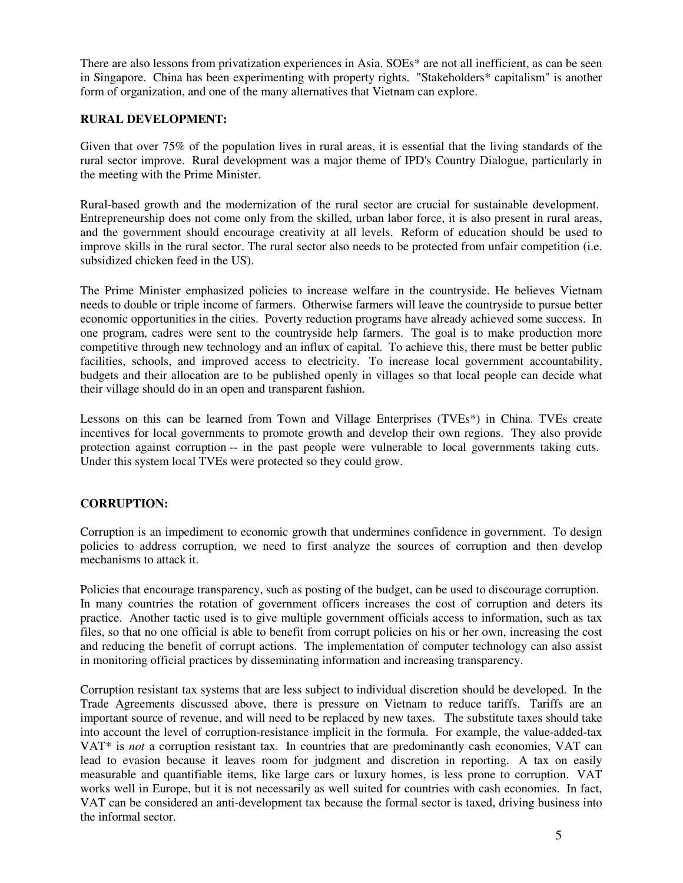There are also lessons from privatization experiences in Asia. SOEs* are not all inefficient, as can be seen in Singapore. China has been experimenting with property rights. "Stakeholders* capitalism" is another form of organization, and one of the many alternatives that Vietnam can explore.

**RURAL DEVELOPMENT:**

Given that over 75% of the population lives in rural areas, it is essential that the living standards of the rural sector improve. Rural development was a major theme of IPD's Country Dialogue, particularly in the meeting with the Prime Minister.

Rural-based growth and the modernization of the rural sector are crucial for sustainable development. Entrepreneurship does not come only from the skilled, urban labor force, it is also present in rural areas, and the government should encourage creativity at all levels. Reform of education should be used to improve skills in the rural sector. The rural sector also needs to be protected from unfair competition (i.e. subsidized chicken feed in the US).

The Prime Minister emphasized policies to increase welfare in the countryside. He believes Vietnam needs to double or triple income of farmers. Otherwise farmers will leave the countryside to pursue better economic opportunities in the cities. Poverty reduction programs have already achieved some success. In one program, cadres were sent to the countryside help farmers. The goal is to make production more competitive through new technology and an influx of capital. To achieve this, there must be better public facilities, schools, and improved access to electricity. To increase local government accountability, budgets and their allocation are to be published openly in villages so that local people can decide what their village should do in an open and transparent fashion.

Lessons on this can be learned from Town and Village Enterprises (TVEs*) in China. TVEs create incentives for local governments to promote growth and develop their own regions. They also provide protection against corruption -- in the past people were vulnerable to local governments taking cuts. Under this system local TVEs were protected so they could grow.

**CORRUPTION:**

Corruption is an impediment to economic growth that undermines confidence in government. To design policies to address corruption, we need to first analyze the sources of corruption and then develop mechanisms to attack it.

Policies that encourage transparency, such as posting of the budget, can be used to discourage corruption. In many countries the rotation of government officers increases the cost of corruption and deters its practice. Another tactic used is to give multiple government officials access to information, such as tax files, so that no one official is able to benefit from corrupt policies on his or her own, increasing the cost and reducing the benefit of corrupt actions. The implementation of computer technology can also assist in monitoring official practices by disseminating information and increasing transparency.

Corruption resistant tax systems that are less subject to individual discretion should be developed. In the Trade Agreements discussed above, there is pressure on Vietnam to reduce tariffs. Tariffs are an important source of revenue, and will need to be replaced by new taxes. The substitute taxes should take into account the level of corruption-resistance implicit in the formula. For example, the value-added-tax VAT* is *not* a corruption resistant tax. In countries that are predominantly cash economies, VAT can lead to evasion because it leaves room for judgment and discretion in reporting. A tax on easily measurable and quantifiable items, like large cars or luxury homes, is less prone to corruption. VAT works well in Europe, but it is not necessarily as well suited for countries with cash economies. In fact, VAT can be considered an anti-development tax because the formal sector is taxed, driving business into the informal sector.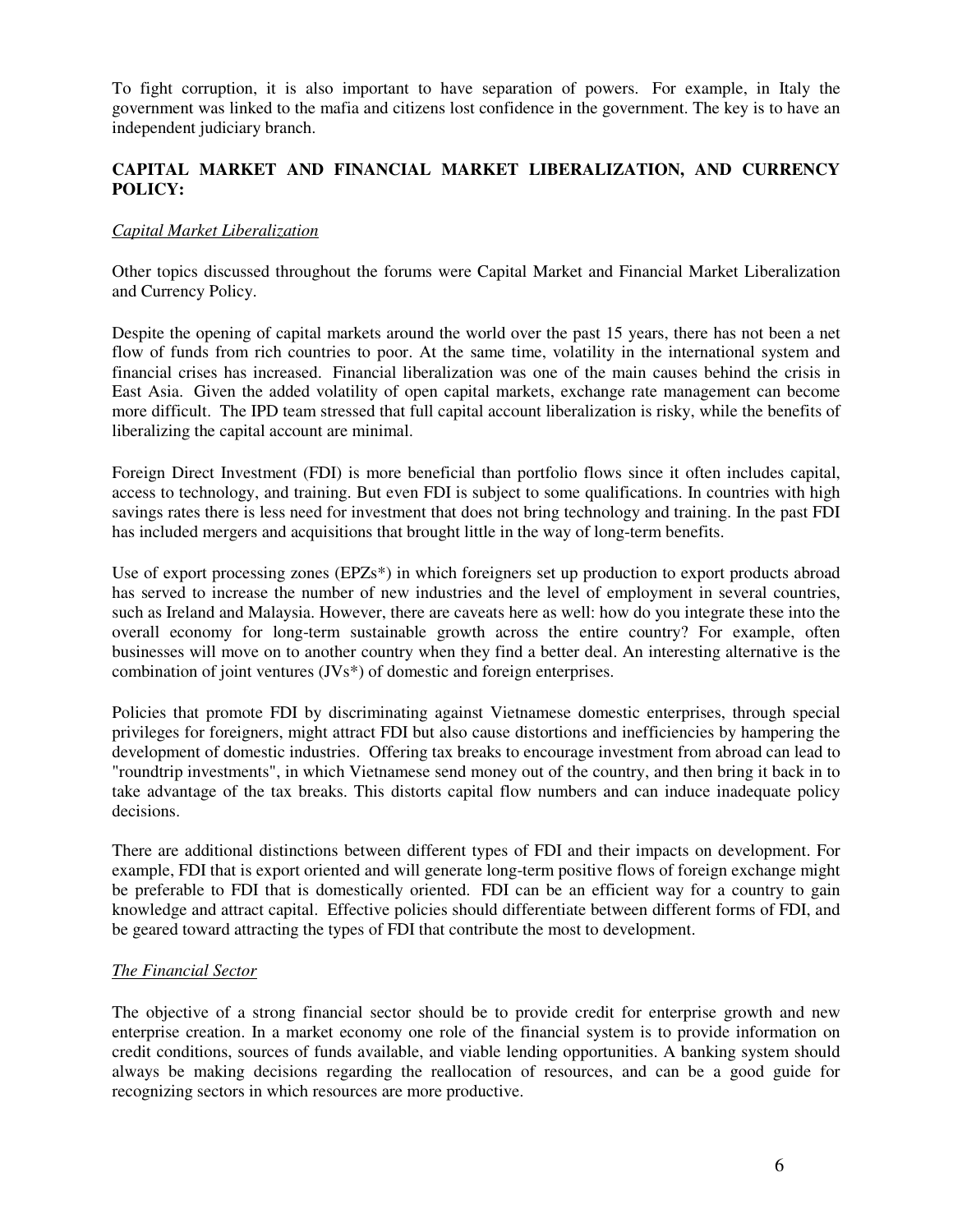To fight corruption, it is also important to have separation of powers. For example, in Italy the government was linked to the mafia and citizens lost confidence in the government. The key is to have an independent judiciary branch.

## CAPITAL MARKET AND FINANCIAL MARKET LIBERALIZATION, AND CURRENCY POLICY:

### *Capital Market Liberalization*

Other topics discussed throughout the forums were Capital Market and Financial Market Liberalization and Currency Policy.

Despite the opening of capital markets around the world over the past 15 years, there has not been a net flow of funds from rich countries to poor. At the same time, volatility in the international system and financial crises has increased. Financial liberalization was one of the main causes behind the crisis in East Asia. Given the added volatility of open capital markets, exchange rate management can become more difficult. The IPD team stressed that full capital account liberalization is risky, while the benefits of liberalizing the capital account are minimal.

Foreign Direct Investment (FDI) is more beneficial than portfolio flows since it often includes capital, access to technology, and training. But even FDI is subject to some qualifications. In countries with high savings rates there is less need for investment that does not bring technology and training. In the past FDI has included mergers and acquisitions that brought little in the way of long-term benefits.

Use of export processing zones (EPZs*) in which foreigners set up production to export products abroad has served to increase the number of new industries and the level of employment in several countries, such as Ireland and Malaysia. However, there are caveats here as well: how do you integrate these into the overall economy for long-term sustainable growth across the entire country? For example, often businesses will move on to another country when they find a better deal. An interesting alternative is the combination of joint ventures (JVs*) of domestic and foreign enterprises.

Policies that promote FDI by discriminating against Vietnamese domestic enterprises, through special privileges for foreigners, might attract FDI but also cause distortions and inefficiencies by hampering the development of domestic industries. Offering tax breaks to encourage investment from abroad can lead to "roundtrip investments", in which Vietnamese send money out of the country, and then bring it back in to take advantage of the tax breaks. This distorts capital flow numbers and can induce inadequate policy decisions.

There are additional distinctions between different types of FDI and their impacts on development. For example, FDI that is export oriented and will generate long-term positive flows of foreign exchange might be preferable to FDI that is domestically oriented. FDI can be an efficient way for a country to gain knowledge and attract capital. Effective policies should differentiate between different forms of FDI, and be geared toward attracting the types of FDI that contribute the most to development.

### *The Financial Sector*

The objective of a strong financial sector should be to provide credit for enterprise growth and new enterprise creation. In a market economy one role of the financial system is to provide information on credit conditions, sources of funds available, and viable lending opportunities. A banking system should always be making decisions regarding the reallocation of resources, and can be a good guide for recognizing sectors in which resources are more productive.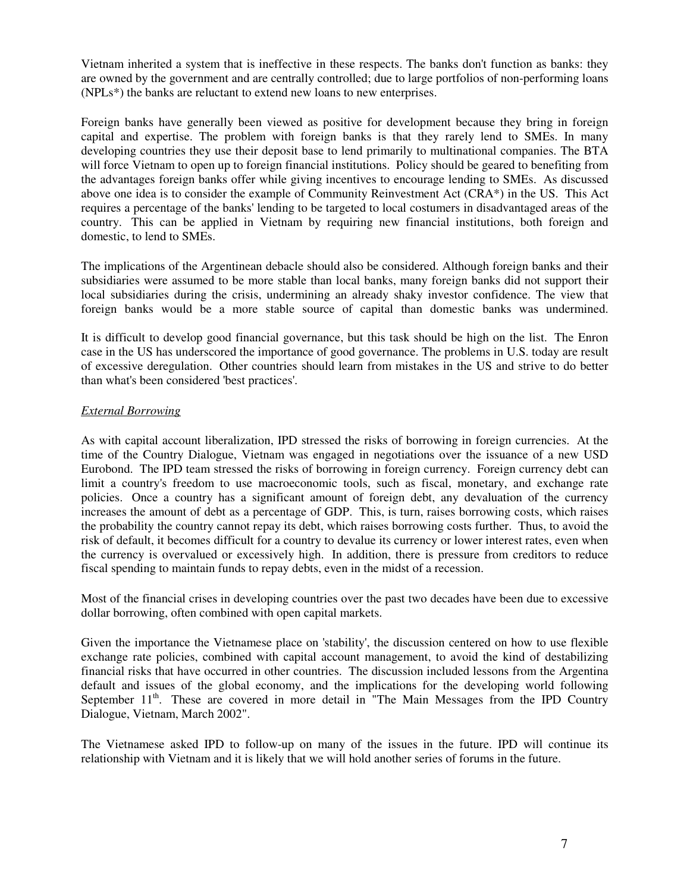Vietnam inherited a system that is ineffective in these respects. The banks don't function as banks: they are owned by the government and are centrally controlled; due to large portfolios of non-performing loans (NPLs*) the banks are reluctant to extend new loans to new enterprises.

Foreign banks have generally been viewed as positive for development because they bring in foreign capital and expertise. The problem with foreign banks is that they rarely lend to SMEs. In many developing countries they use their deposit base to lend primarily to multinational companies. The BTA will force Vietnam to open up to foreign financial institutions. Policy should be geared to benefiting from the advantages foreign banks offer while giving incentives to encourage lending to SMEs. As discussed above one idea is to consider the example of Community Reinvestment Act (CRA*) in the US. This Act requires a percentage of the banks' lending to be targeted to local costumers in disadvantaged areas of the country. This can be applied in Vietnam by requiring new financial institutions, both foreign and domestic, to lend to SMEs.

The implications of the Argentinean debacle should also be considered. Although foreign banks and their subsidiaries were assumed to be more stable than local banks, many foreign banks did not support their local subsidiaries during the crisis, undermining an already shaky investor confidence. The view that foreign banks would be a more stable source of capital than domestic banks was undermined.

It is difficult to develop good financial governance, but this task should be high on the list. The Enron case in the US has underscored the importance of good governance. The problems in U.S. today are result of excessive deregulation. Other countries should learn from mistakes in the US and strive to do better than what's been considered 'best practices'.

*External Borrowing*

As with capital account liberalization, IPD stressed the risks of borrowing in foreign currencies. At the time of the Country Dialogue, Vietnam was engaged in negotiations over the issuance of a new USD Eurobond. The IPD team stressed the risks of borrowing in foreign currency. Foreign currency debt can limit a country's freedom to use macroeconomic tools, such as fiscal, monetary, and exchange rate policies. Once a country has a significant amount of foreign debt, any devaluation of the currency increases the amount of debt as a percentage of GDP. This, is turn, raises borrowing costs, which raises the probability the country cannot repay its debt, which raises borrowing costs further. Thus, to avoid the risk of default, it becomes difficult for a country to devalue its currency or lower interest rates, even when the currency is overvalued or excessively high. In addition, there is pressure from creditors to reduce fiscal spending to maintain funds to repay debts, even in the midst of a recession.

Most of the financial crises in developing countries over the past two decades have been due to excessive dollar borrowing, often combined with open capital markets.

Given the importance the Vietnamese place on 'stability', the discussion centered on how to use flexible exchange rate policies, combined with capital account management, to avoid the kind of destabilizing financial risks that have occurred in other countries. The discussion included lessons from the Argentina default and issues of the global economy, and the implications for the developing world following September 11th. These are covered in more detail in "The Main Messages from the IPD Country Dialogue, Vietnam, March 2002".

The Vietnamese asked IPD to follow-up on many of the issues in the future. IPD will continue its relationship with Vietnam and it is likely that we will hold another series of forums in the future.